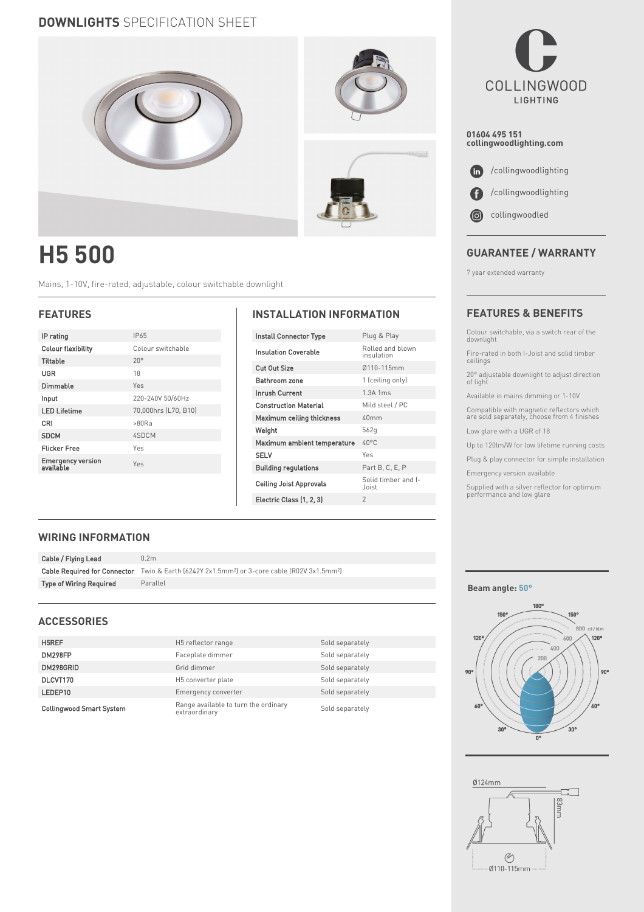## DOWNLIGHTS SPECIFICATION SHEET

# H5 500

Mains, 1-10V, fire-rated, adjustable, colour switchable downlight

## FEATURES

| | |
|---|---|
| IP rating | IP65 |
| Colour flexibility | Colour switchable |
| Tiltable | 20° |
| UGR | 18 |
| Dimmable | Yes |
| Input | 220-240V 50/60Hz |
| LED Lifetime | 70,000hrs (L70, B10) |
| CRI | >80Ra |
| SDCM | 4SDCM |
| Flicker Free | Yes |
| Emergency version available | Yes |

## INSTALLATION INFORMATION

| | |
|---|---|
| Install Connector Type | Plug & Play |
| Insulation Coverable | Rolled and blown insulation |
| Cut Out Size | Ø110-115mm |
| Bathroom zone | 1 (ceiling only) |
| Inrush Current | 1.3A 1ms |
| Construction Material | Mild steel / PC |
| Maximum ceiling thickness | 40mm |
| Weight | 562g |
| Maximum ambient temperature | 40°C |
| SELV | Yes |
| Building regulations | Part B, C, E, P |
| Ceiling Joist Approvals | Solid timber and I-Joist |
| Electric Class (1, 2, 3) | 2 |

## WIRING INFORMATION

| | |
|---|---|
| Cable / Flying Lead | 0.2m |
| Cable Required for Connector | Twin & Earth (6242Y 2x1.5mm²) or 3-core cable (R02V 3x1.5mm²) |
| Type of Wiring Required | Parallel |

## ACCESSORIES

| | | |
|---|---|---|
| H5REF | H5 reflector range | Sold separately |
| DM298FP | Faceplate dimmer | Sold separately |
| DM298GRID | Grid dimmer | Sold separately |
| DLCVT170 | H5 converter plate | Sold separately |
| LEDEP10 | Emergency converter | Sold separately |
| Collingwood Smart System | Range available to turn the ordinary extraordinary | Sold separately |

COLLINGWOOD LIGHTING

01604 495 151
collingwoodlighting.com

/collingwoodlighting
/collingwoodlighting
collingwoodled

## GUARANTEE / WARRANTY

7 year extended warranty

## FEATURES & BENEFITS

- Colour switchable, via a switch rear of the downlight
- Fire-rated in both I-Joist and solid timber ceilings
- 20° adjustable downlight to adjust direction of light
- Available in mains dimming or 1-10V
- Compatible with magnetic reflectors which are sold separately, choose from 4 finishes
- Low glare with a UGR of 18
- Up to 120lm/W for low lifetime running costs
- Plug & play connector for simple installation
- Emergency version available
- Supplied with a silver reflector for optimum performance and low glare

**Beam angle: 50°**

Ø124mm
83mm
Ø110-115mm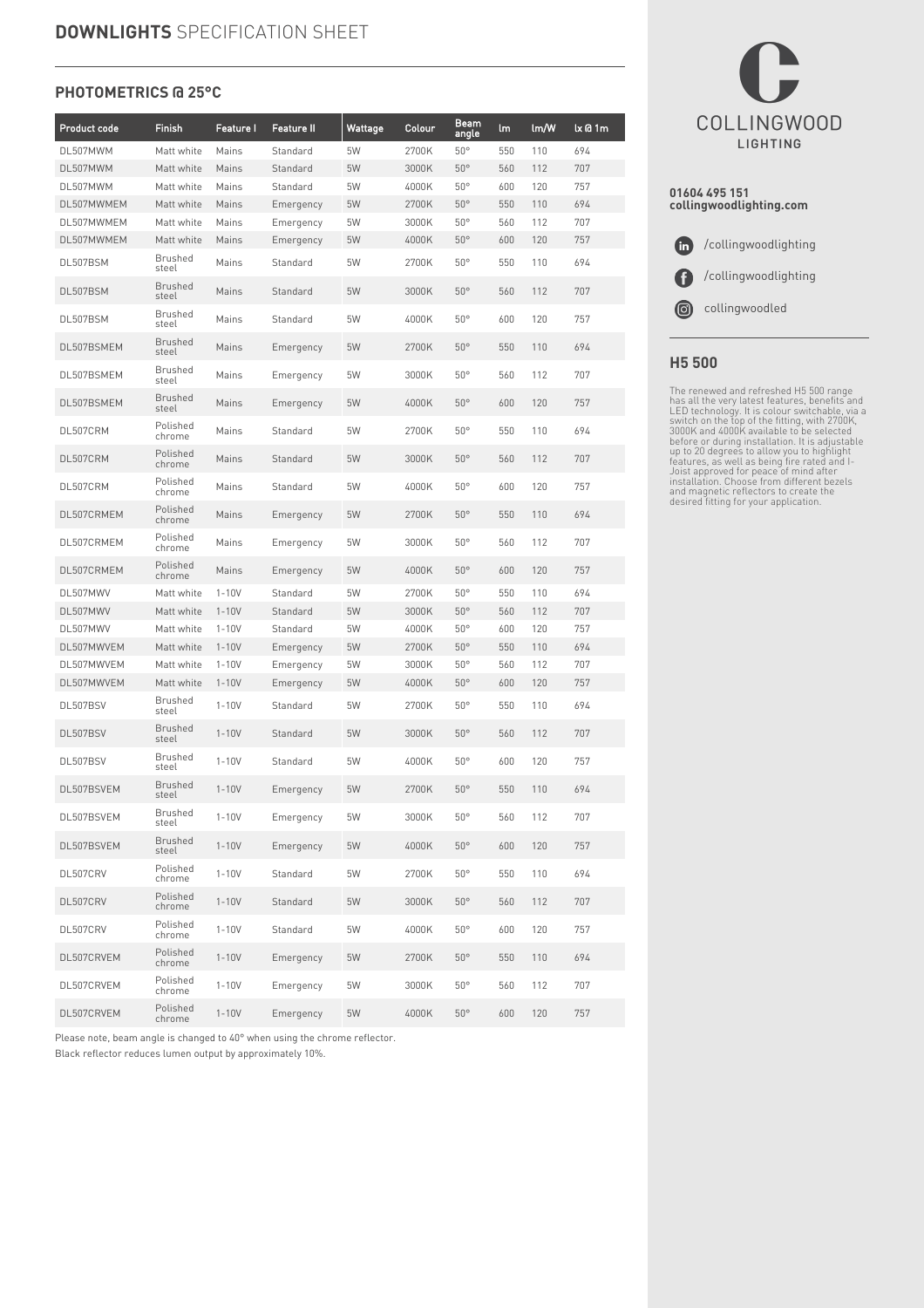# DOWNLIGHTS SPECIFICATION SHEET

## PHOTOMETRICS @ 25°C

| Product code | Finish | Feature I | Feature II | Wattage | Colour | Beam angle | lm | lm/W | lx @ 1m |
|---|---|---|---|---|---|---|---|---|---|
| DL507MWM | Matt white | Mains | Standard | 5W | 2700K | 50° | 550 | 110 | 694 |
| DL507MWM | Matt white | Mains | Standard | 5W | 3000K | 50° | 560 | 112 | 707 |
| DL507MWM | Matt white | Mains | Standard | 5W | 4000K | 50° | 600 | 120 | 757 |
| DL507MWMEM | Matt white | Mains | Emergency | 5W | 2700K | 50° | 550 | 110 | 694 |
| DL507MWMEM | Matt white | Mains | Emergency | 5W | 3000K | 50° | 560 | 112 | 707 |
| DL507MWMEM | Matt white | Mains | Emergency | 5W | 4000K | 50° | 600 | 120 | 757 |
| DL507BSM | Brushed steel | Mains | Standard | 5W | 2700K | 50° | 550 | 110 | 694 |
| DL507BSM | Brushed steel | Mains | Standard | 5W | 3000K | 50° | 560 | 112 | 707 |
| DL507BSM | Brushed steel | Mains | Standard | 5W | 4000K | 50° | 600 | 120 | 757 |
| DL507BSMEM | Brushed steel | Mains | Emergency | 5W | 2700K | 50° | 550 | 110 | 694 |
| DL507BSMEM | Brushed steel | Mains | Emergency | 5W | 3000K | 50° | 560 | 112 | 707 |
| DL507BSMEM | Brushed steel | Mains | Emergency | 5W | 4000K | 50° | 600 | 120 | 757 |
| DL507CRM | Polished chrome | Mains | Standard | 5W | 2700K | 50° | 550 | 110 | 694 |
| DL507CRM | Polished chrome | Mains | Standard | 5W | 3000K | 50° | 560 | 112 | 707 |
| DL507CRM | Polished chrome | Mains | Standard | 5W | 4000K | 50° | 600 | 120 | 757 |
| DL507CRMEM | Polished chrome | Mains | Emergency | 5W | 2700K | 50° | 550 | 110 | 694 |
| DL507CRMEM | Polished chrome | Mains | Emergency | 5W | 3000K | 50° | 560 | 112 | 707 |
| DL507CRMEM | Polished chrome | Mains | Emergency | 5W | 4000K | 50° | 600 | 120 | 757 |
| DL507MWV | Matt white | 1-10V | Standard | 5W | 2700K | 50° | 550 | 110 | 694 |
| DL507MWV | Matt white | 1-10V | Standard | 5W | 3000K | 50° | 560 | 112 | 707 |
| DL507MWV | Matt white | 1-10V | Standard | 5W | 4000K | 50° | 600 | 120 | 757 |
| DL507MWVEM | Matt white | 1-10V | Emergency | 5W | 2700K | 50° | 550 | 110 | 694 |
| DL507MWVEM | Matt white | 1-10V | Emergency | 5W | 3000K | 50° | 560 | 112 | 707 |
| DL507MWVEM | Matt white | 1-10V | Emergency | 5W | 4000K | 50° | 600 | 120 | 757 |
| DL507BSV | Brushed steel | 1-10V | Standard | 5W | 2700K | 50° | 550 | 110 | 694 |
| DL507BSV | Brushed steel | 1-10V | Standard | 5W | 3000K | 50° | 560 | 112 | 707 |
| DL507BSV | Brushed steel | 1-10V | Standard | 5W | 4000K | 50° | 600 | 120 | 757 |
| DL507BSVEM | Brushed steel | 1-10V | Emergency | 5W | 2700K | 50° | 550 | 110 | 694 |
| DL507BSVEM | Brushed steel | 1-10V | Emergency | 5W | 3000K | 50° | 560 | 112 | 707 |
| DL507BSVEM | Brushed steel | 1-10V | Emergency | 5W | 4000K | 50° | 600 | 120 | 757 |
| DL507CRV | Polished chrome | 1-10V | Standard | 5W | 2700K | 50° | 550 | 110 | 694 |
| DL507CRV | Polished chrome | 1-10V | Standard | 5W | 3000K | 50° | 560 | 112 | 707 |
| DL507CRV | Polished chrome | 1-10V | Standard | 5W | 4000K | 50° | 600 | 120 | 757 |
| DL507CRVEM | Polished chrome | 1-10V | Emergency | 5W | 2700K | 50° | 550 | 110 | 694 |
| DL507CRVEM | Polished chrome | 1-10V | Emergency | 5W | 3000K | 50° | 560 | 112 | 707 |
| DL507CRVEM | Polished chrome | 1-10V | Emergency | 5W | 4000K | 50° | 600 | 120 | 757 |

Please note, beam angle is changed to 40° when using the chrome reflector.

Black reflector reduces lumen output by approximately 10%.

COLLINGWOOD LIGHTING

**01604 495 151**
**collingwoodlighting.com**

/collingwoodlighting

/collingwoodlighting

collingwoodled

## H5 500

The renewed and refreshed H5 500 range has all the very latest features, benefits and LED technology. It is colour switchable, via a switch on the top of the fitting, with 2700K, 3000K and 4000K available to be selected before or during installation. It is adjustable up to 20 degrees to allow you to highlight features, as well as being fire rated and I-Joist approved for peace of mind after installation. Choose from different bezels and magnetic reflectors to create the desired fitting for your application.